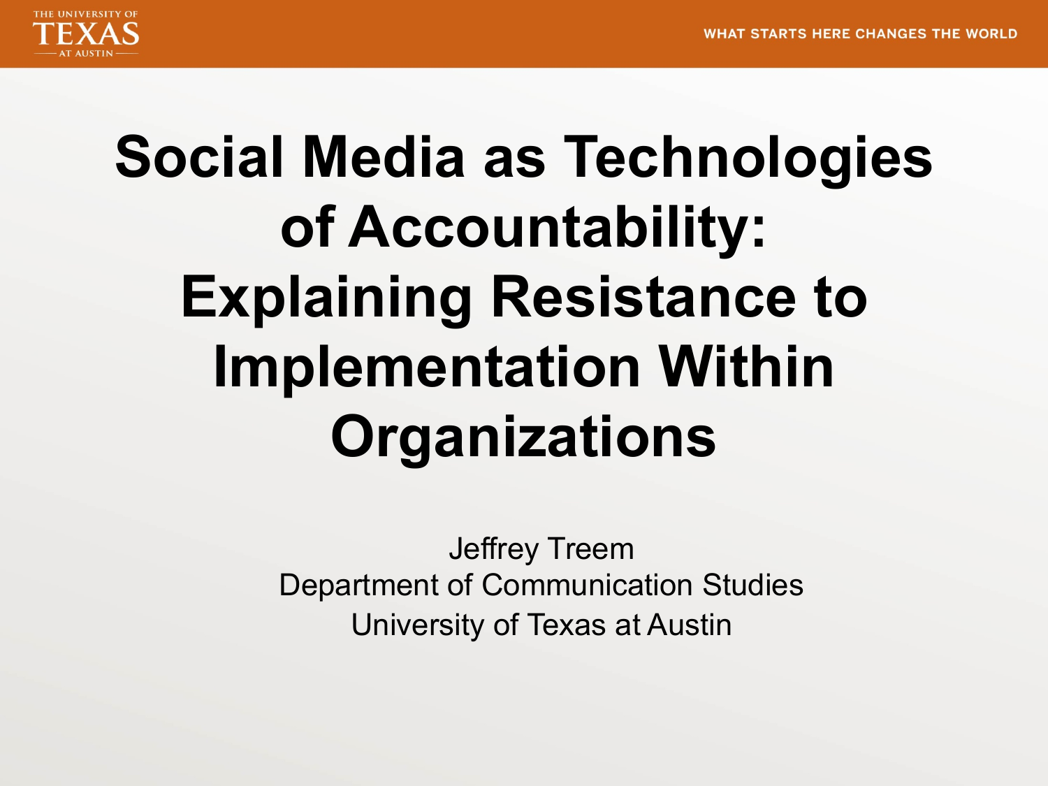# Social Media as Technologies of Accountability: Explaining Resistance to Implementation Within Organizations

Jeffrey Treem
Department of Communication Studies
University of Texas at Austin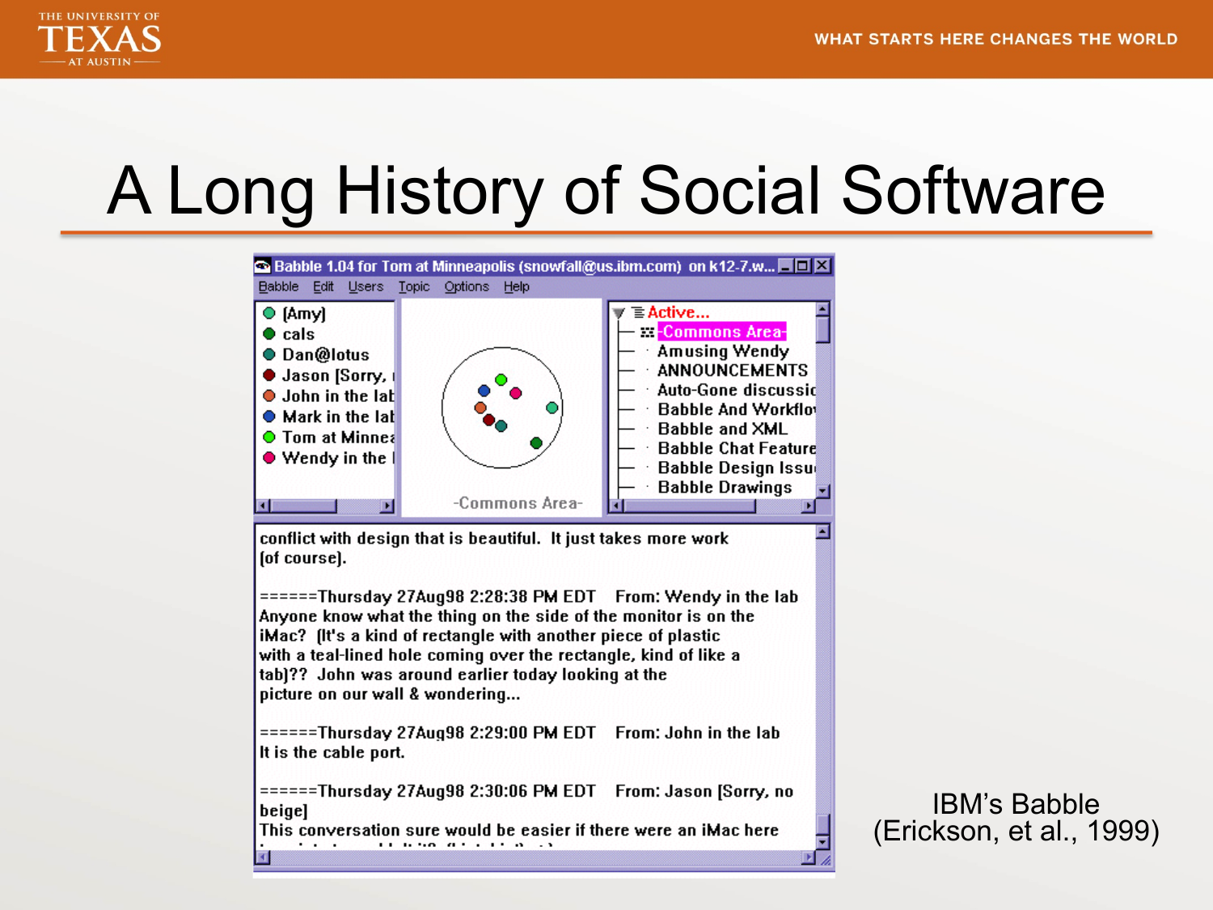# A Long History of Social Software

IBM's Babble
(Erickson, et al., 1999)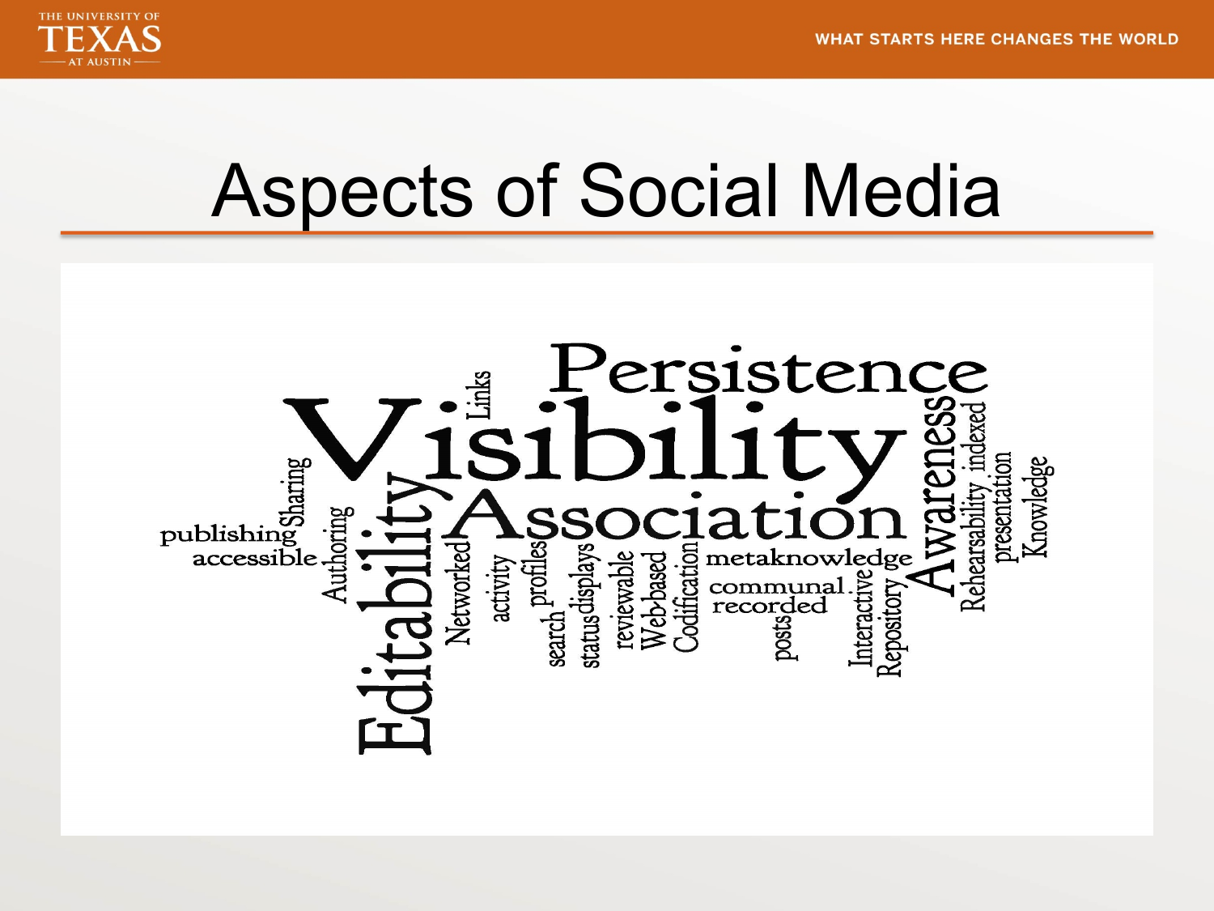# Aspects of Social Media

Persistence Visibility Association Editability Awareness Links Sharing publishing accessible Authoring Networked activity profiles search status displays reviewable Web-based Codification metaknowledge communal recorded posts Interactive Repository Rehearsability indexed presentation Knowledge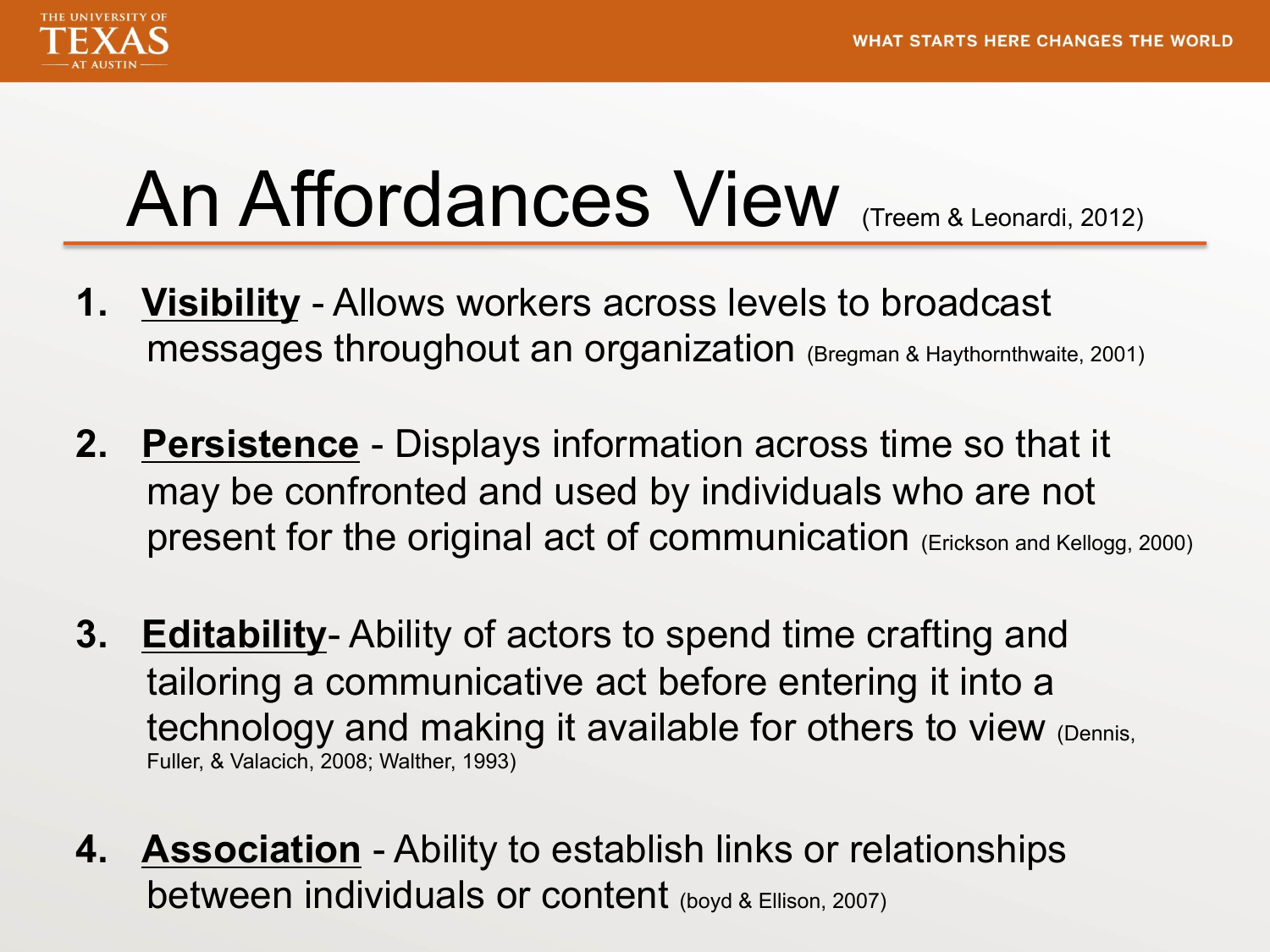# An Affordances View (Treem & Leonardi, 2012)

1. **Visibility** - Allows workers across levels to broadcast messages throughout an organization (Bregman & Haythornthwaite, 2001)

2. **Persistence** - Displays information across time so that it may be confronted and used by individuals who are not present for the original act of communication (Erickson and Kellogg, 2000)

3. **Editability**- Ability of actors to spend time crafting and tailoring a communicative act before entering it into a technology and making it available for others to view (Dennis, Fuller, & Valacich, 2008; Walther, 1993)

4. **Association** - Ability to establish links or relationships between individuals or content (boyd & Ellison, 2007)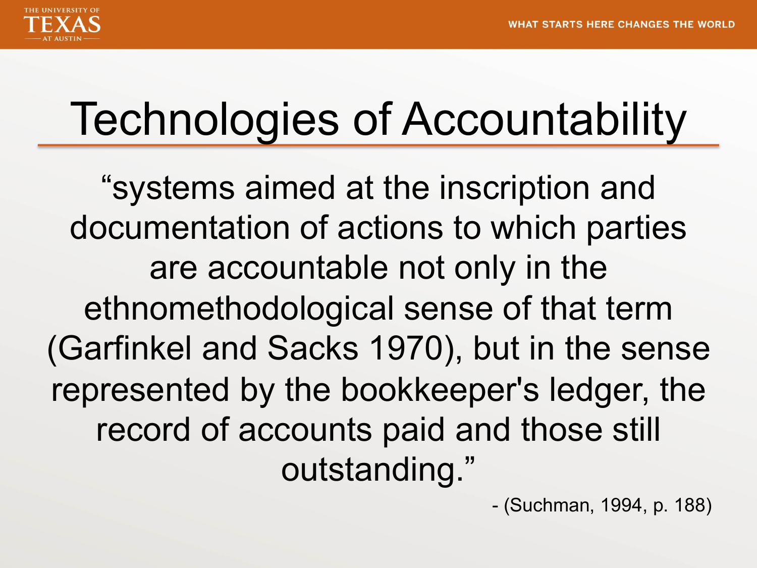# Technologies of Accountability

"systems aimed at the inscription and documentation of actions to which parties are accountable not only in the ethnomethodological sense of that term (Garfinkel and Sacks 1970), but in the sense represented by the bookkeeper's ledger, the record of accounts paid and those still outstanding."

- (Suchman, 1994, p. 188)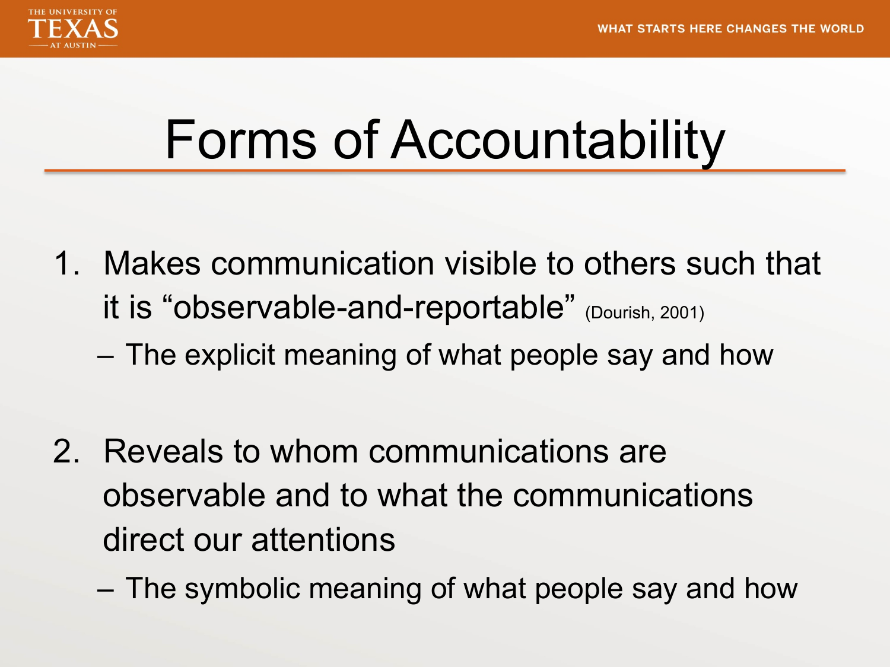# Forms of Accountability

1. Makes communication visible to others such that it is "observable-and-reportable" (Dourish, 2001)
   - The explicit meaning of what people say and how

2. Reveals to whom communications are observable and to what the communications direct our attentions
   - The symbolic meaning of what people say and how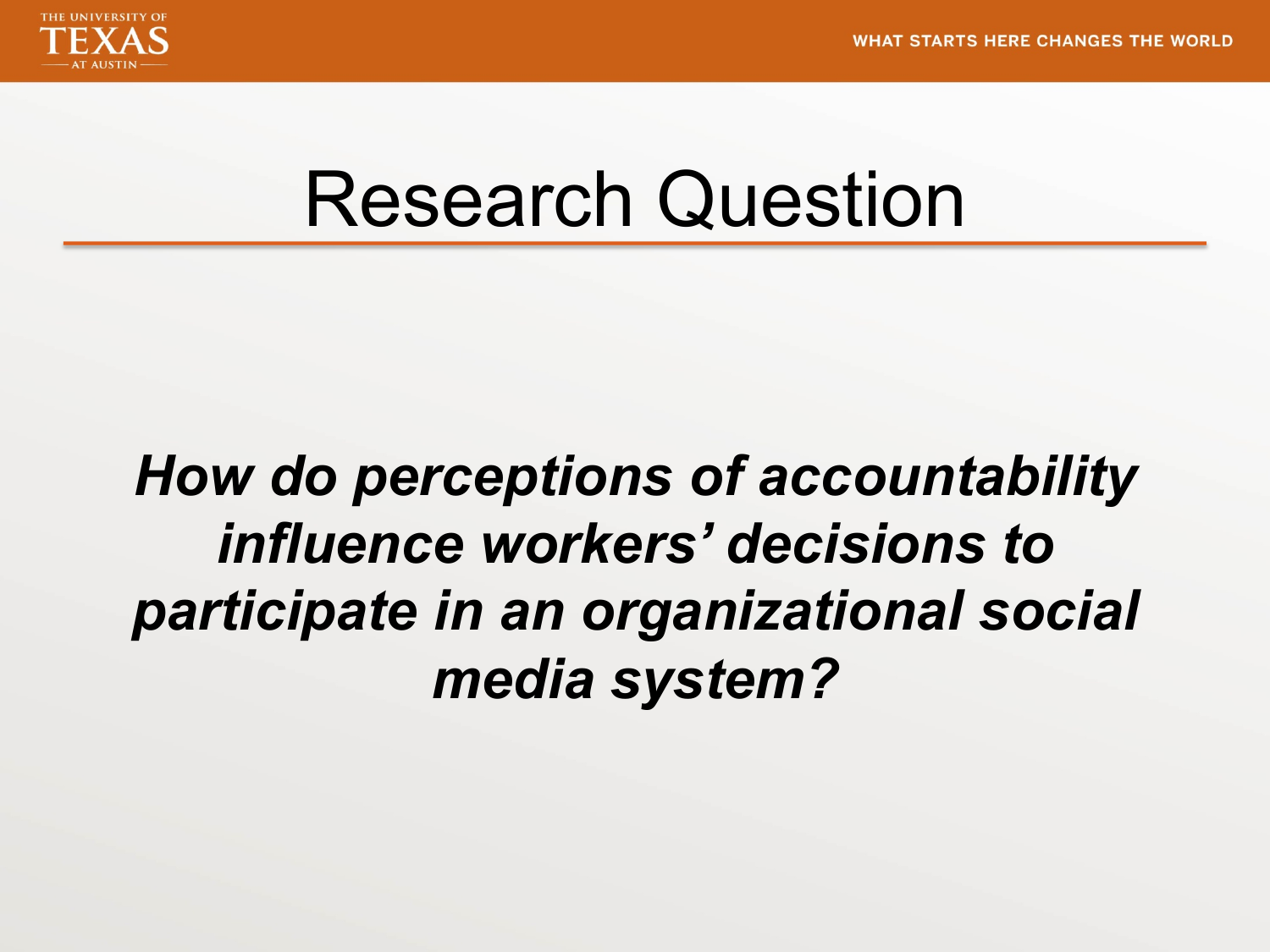# Research Question

***How do perceptions of accountability influence workers' decisions to participate in an organizational social media system?***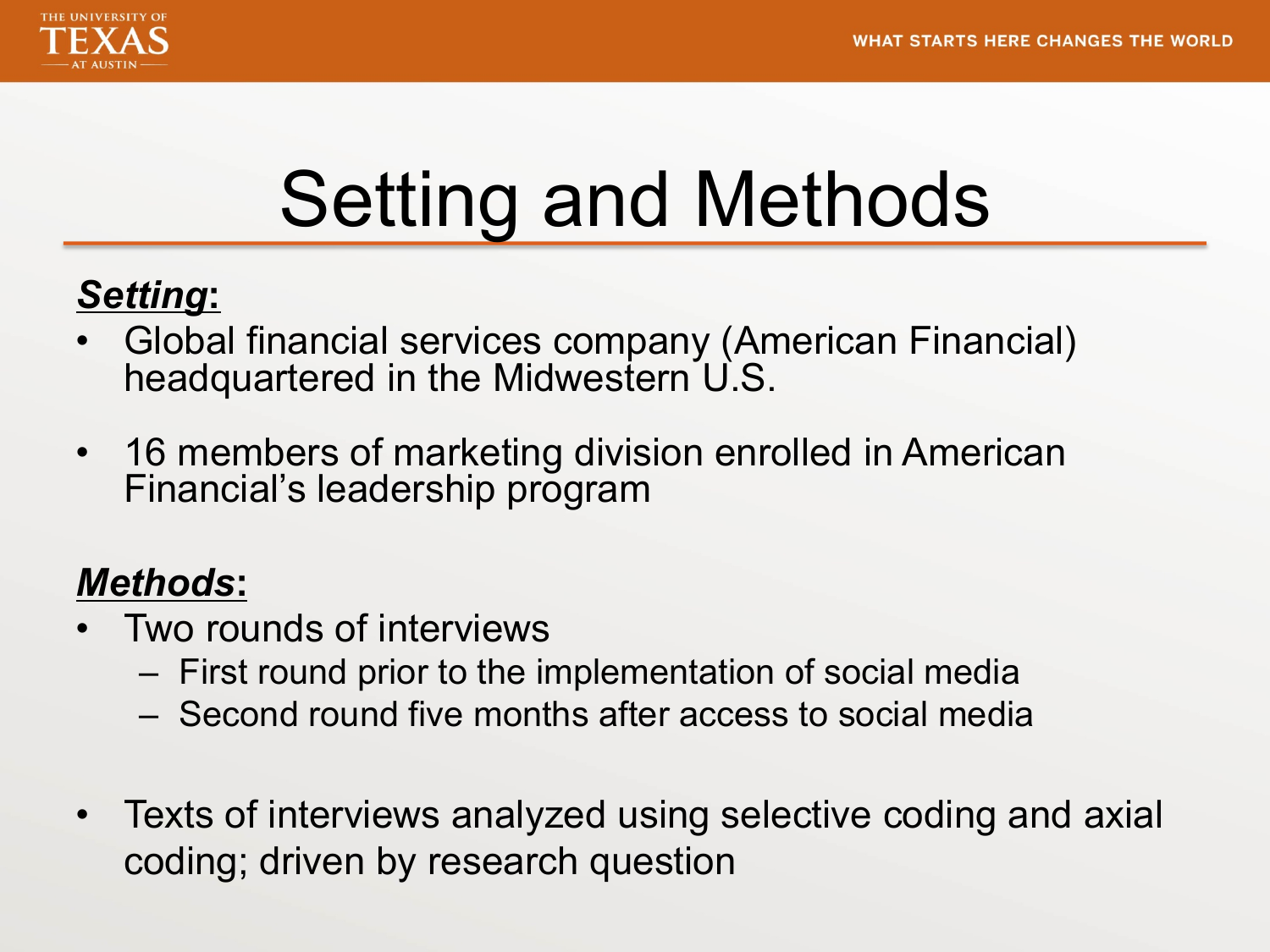# Setting and Methods

***Setting*:**

- Global financial services company (American Financial) headquartered in the Midwestern U.S.
- 16 members of marketing division enrolled in American Financial's leadership program

***Methods*:**

- Two rounds of interviews
  - First round prior to the implementation of social media
  - Second round five months after access to social media
- Texts of interviews analyzed using selective coding and axial coding; driven by research question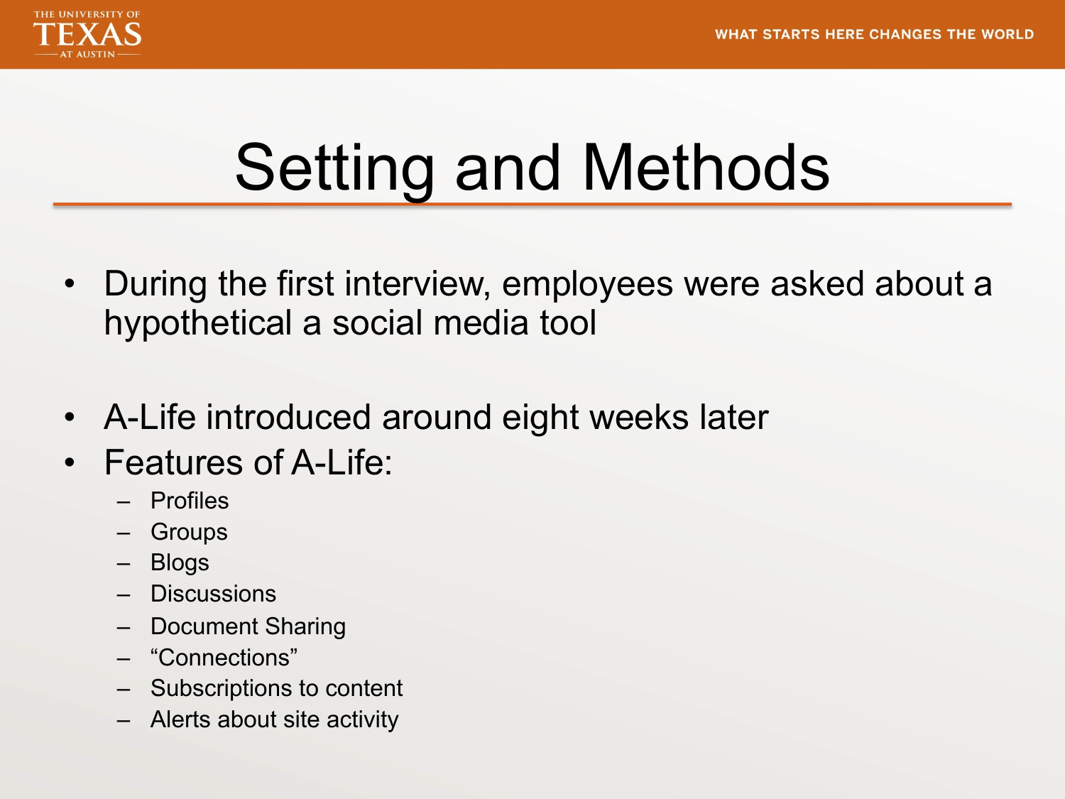# Setting and Methods

- During the first interview, employees were asked about a hypothetical a social media tool

- A-Life introduced around eight weeks later
- Features of A-Life:
  - Profiles
  - Groups
  - Blogs
  - Discussions
  - Document Sharing
  - “Connections”
  - Subscriptions to content
  - Alerts about site activity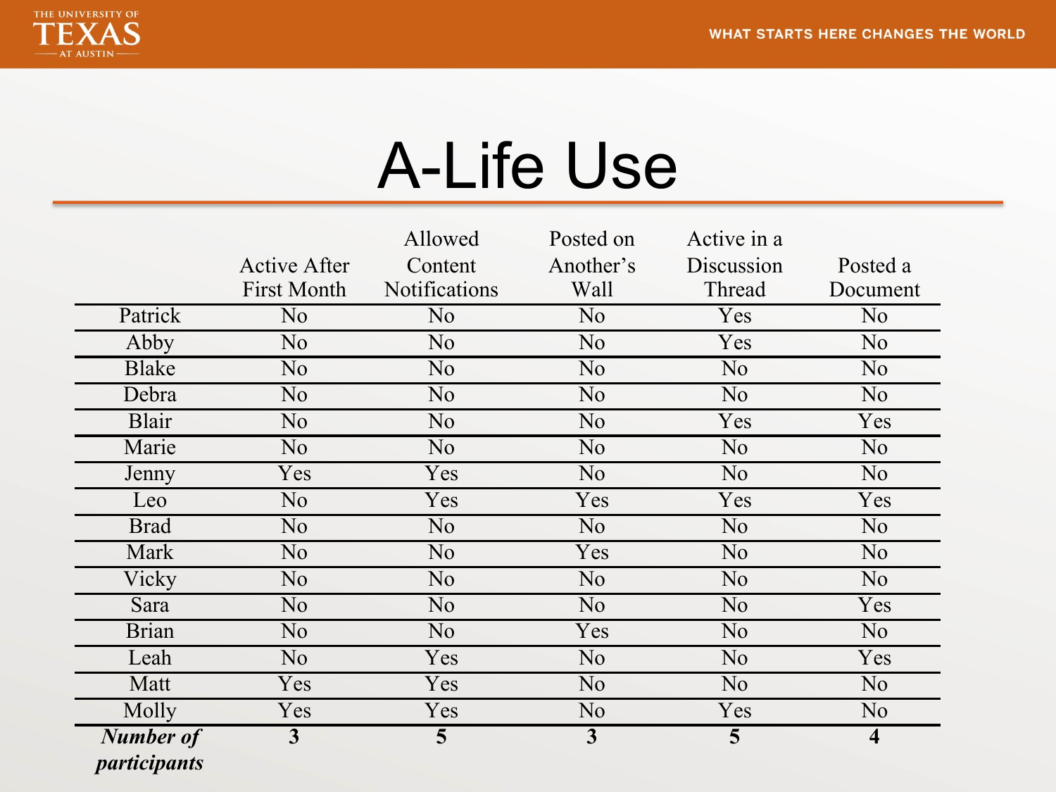# A-Life Use

| | Active After First Month | Allowed Content Notifications | Posted on Another's Wall | Active in a Discussion Thread | Posted a Document |
|---|---|---|---|---|---|
| Patrick | No | No | No | Yes | No |
| Abby | No | No | No | Yes | No |
| Blake | No | No | No | No | No |
| Debra | No | No | No | No | No |
| Blair | No | No | No | Yes | Yes |
| Marie | No | No | No | No | No |
| Jenny | Yes | Yes | No | No | No |
| Leo | No | Yes | Yes | Yes | Yes |
| Brad | No | No | No | No | No |
| Mark | No | No | Yes | No | No |
| Vicky | No | No | No | No | No |
| Sara | No | No | No | No | Yes |
| Brian | No | No | Yes | No | No |
| Leah | No | Yes | No | No | Yes |
| Matt | Yes | Yes | No | No | No |
| Molly | Yes | Yes | No | Yes | No |
| ***Number of participants*** | **3** | **5** | **3** | **5** | **4** |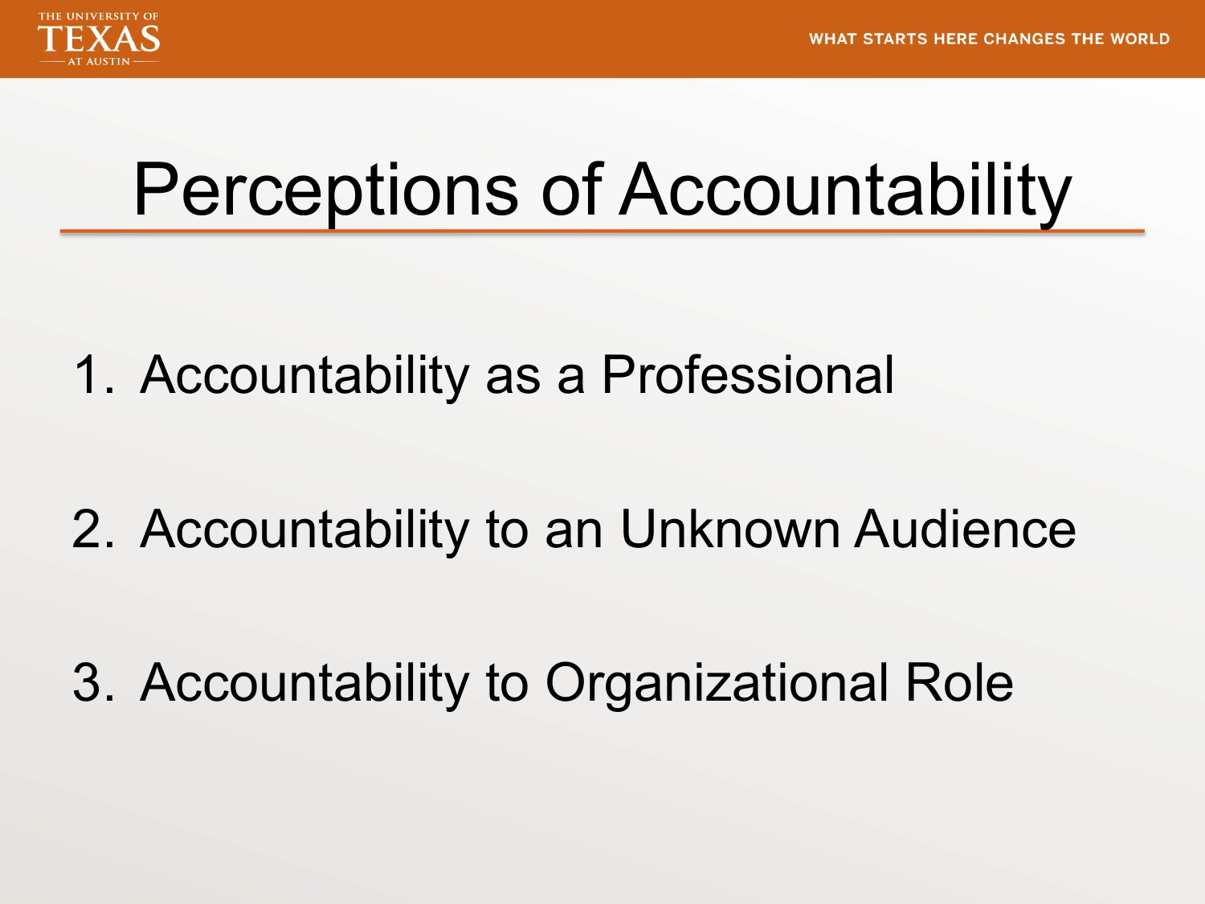# Perceptions of Accountability

1. Accountability as a Professional
2. Accountability to an Unknown Audience
3. Accountability to Organizational Role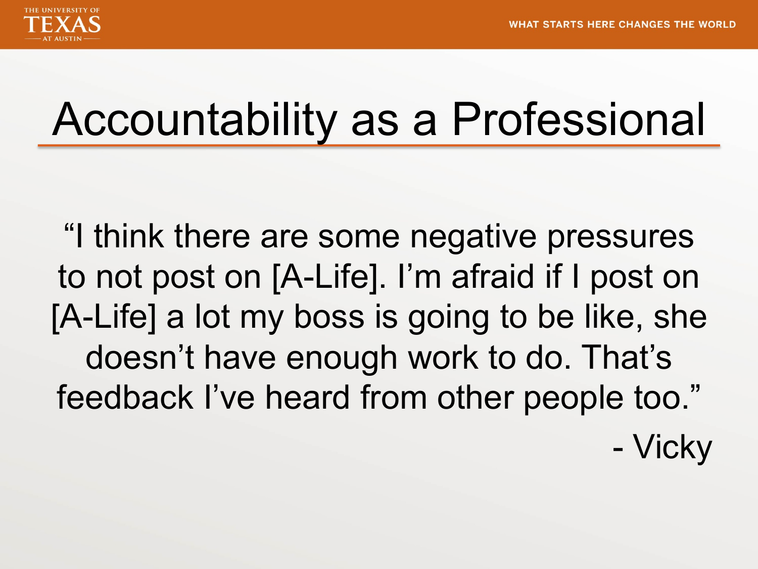# Accountability as a Professional

"I think there are some negative pressures to not post on [A-Life]. I'm afraid if I post on [A-Life] a lot my boss is going to be like, she doesn't have enough work to do. That's feedback I've heard from other people too."

- Vicky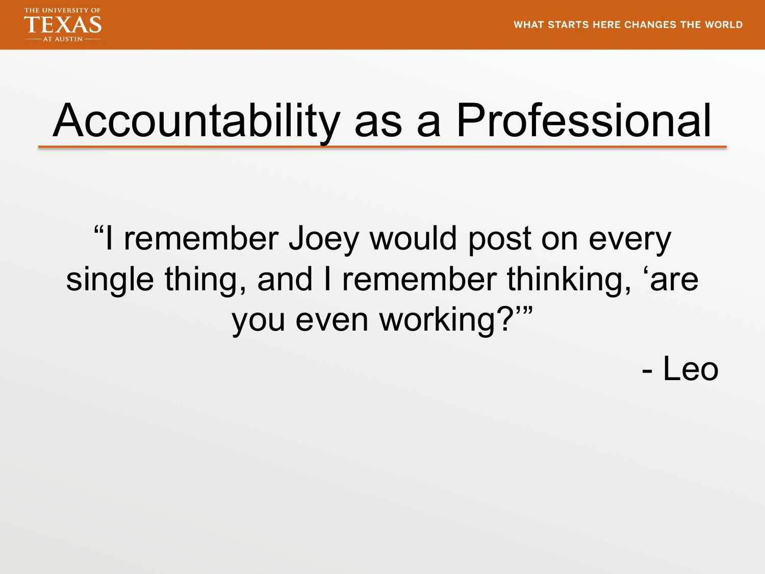# Accountability as a Professional

"I remember Joey would post on every single thing, and I remember thinking, 'are you even working?'"

- Leo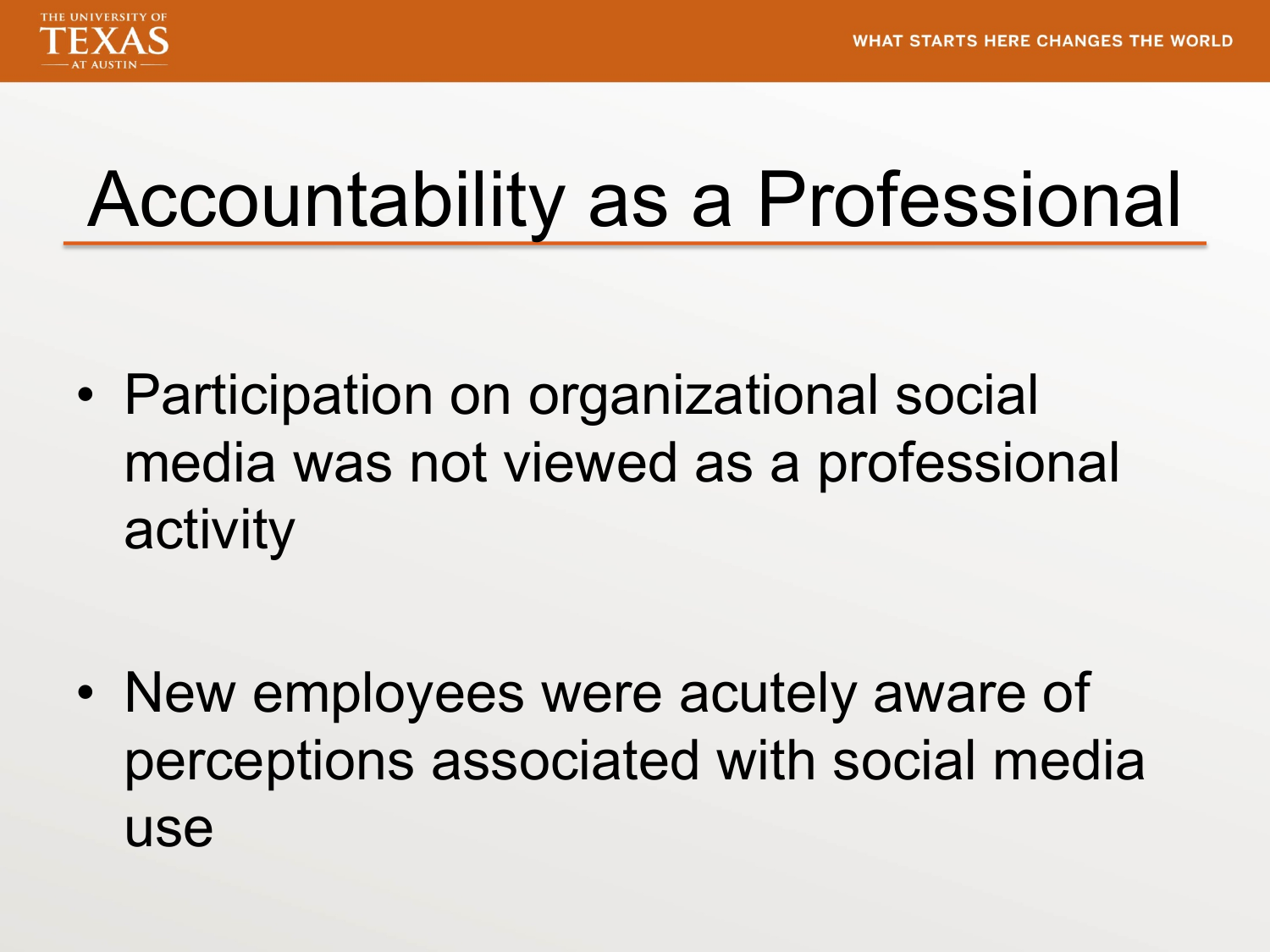# Accountability as a Professional

- Participation on organizational social media was not viewed as a professional activity
- New employees were acutely aware of perceptions associated with social media use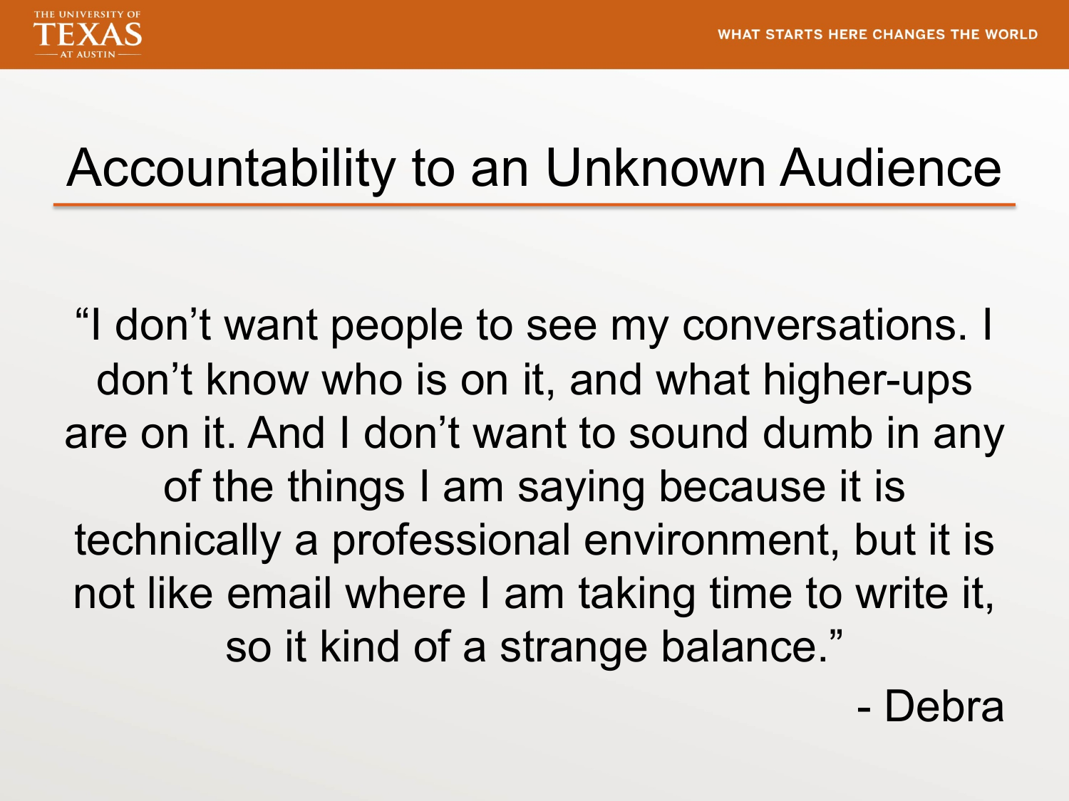# Accountability to an Unknown Audience

"I don't want people to see my conversations. I don't know who is on it, and what higher-ups are on it. And I don't want to sound dumb in any of the things I am saying because it is technically a professional environment, but it is not like email where I am taking time to write it, so it kind of a strange balance."

\- Debra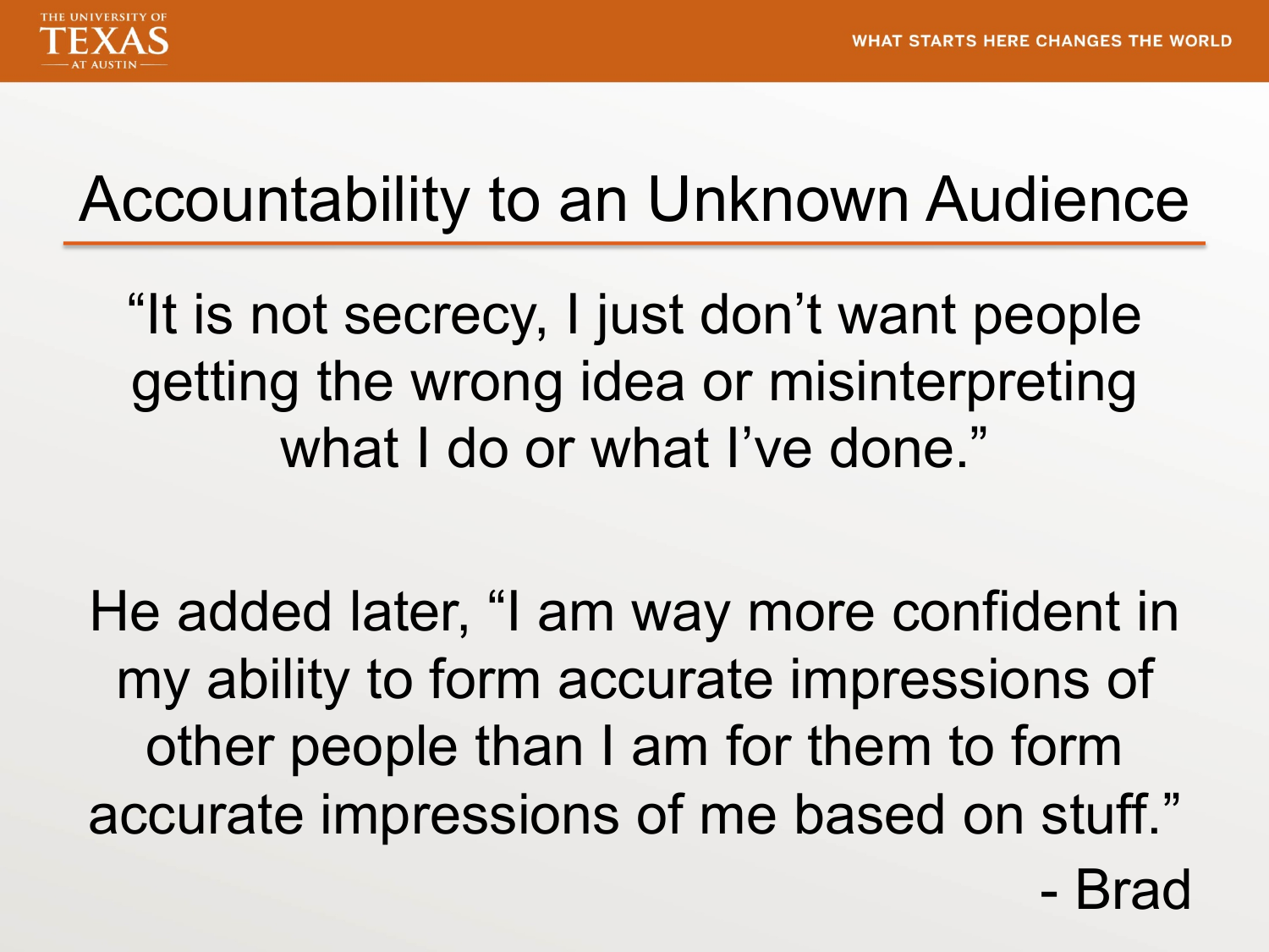# Accountability to an Unknown Audience

"It is not secrecy, I just don't want people getting the wrong idea or misinterpreting what I do or what I've done."

He added later, "I am way more confident in my ability to form accurate impressions of other people than I am for them to form accurate impressions of me based on stuff."

\- Brad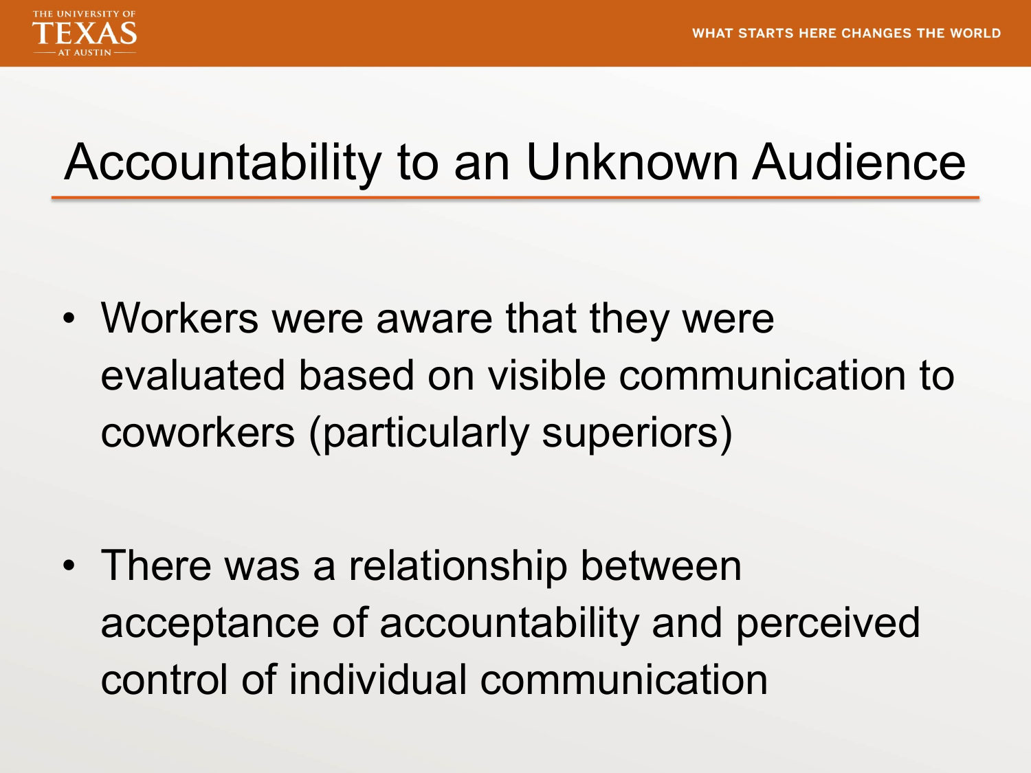# Accountability to an Unknown Audience

- Workers were aware that they were evaluated based on visible communication to coworkers (particularly superiors)
- There was a relationship between acceptance of accountability and perceived control of individual communication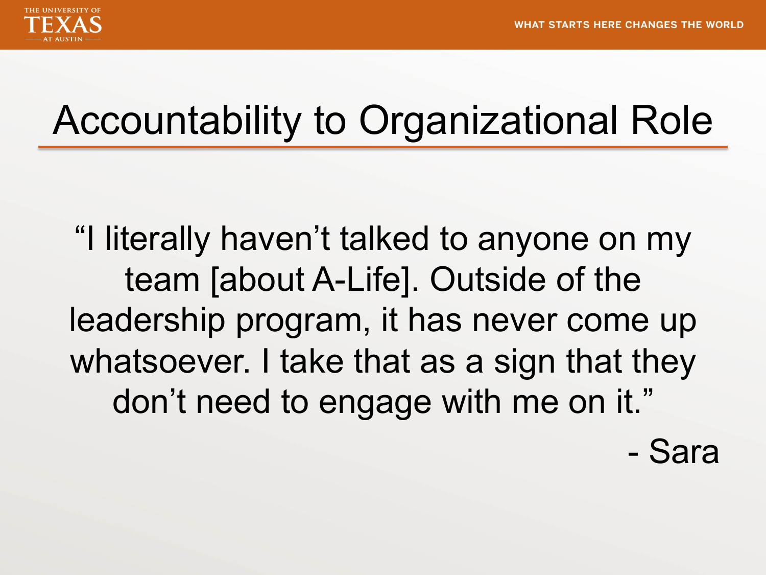# Accountability to Organizational Role

"I literally haven't talked to anyone on my team [about A-Life]. Outside of the leadership program, it has never come up whatsoever. I take that as a sign that they don't need to engage with me on it."

- Sara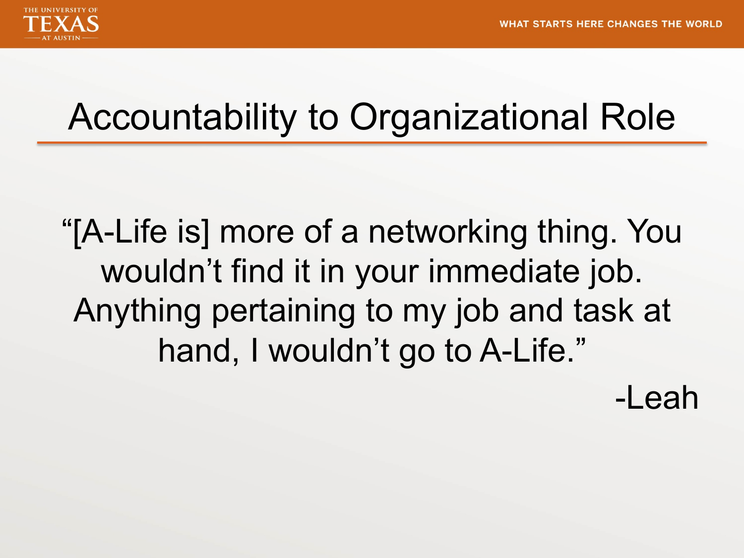# Accountability to Organizational Role

"[A-Life is] more of a networking thing. You wouldn't find it in your immediate job. Anything pertaining to my job and task at hand, I wouldn't go to A-Life."

-Leah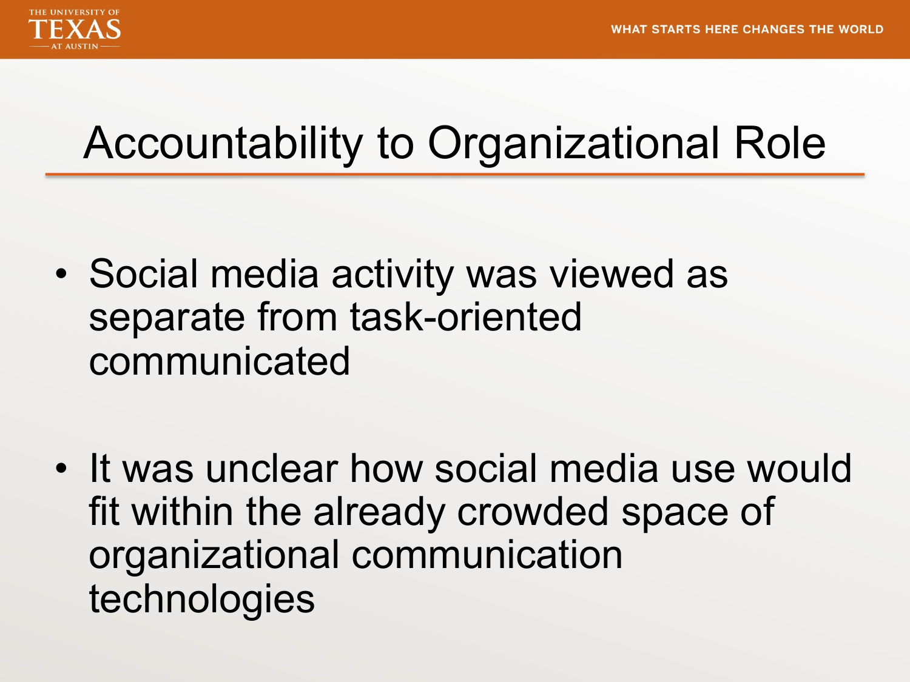# Accountability to Organizational Role

- Social media activity was viewed as separate from task-oriented communicated
- It was unclear how social media use would fit within the already crowded space of organizational communication technologies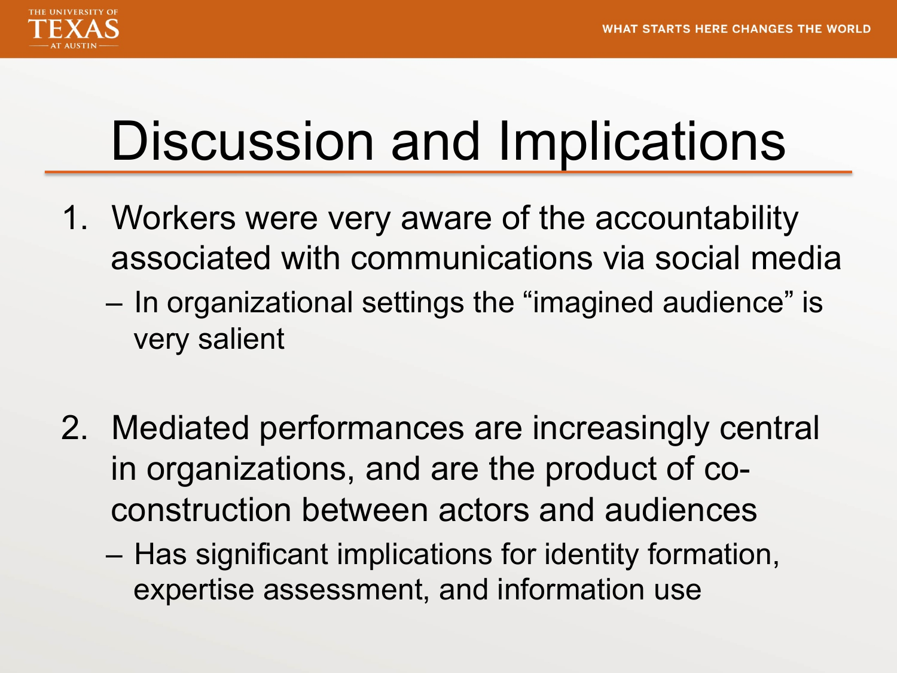# Discussion and Implications

1. Workers were very aware of the accountability associated with communications via social media
   - In organizational settings the “imagined audience” is very salient

2. Mediated performances are increasingly central in organizations, and are the product of co-construction between actors and audiences
   - Has significant implications for identity formation, expertise assessment, and information use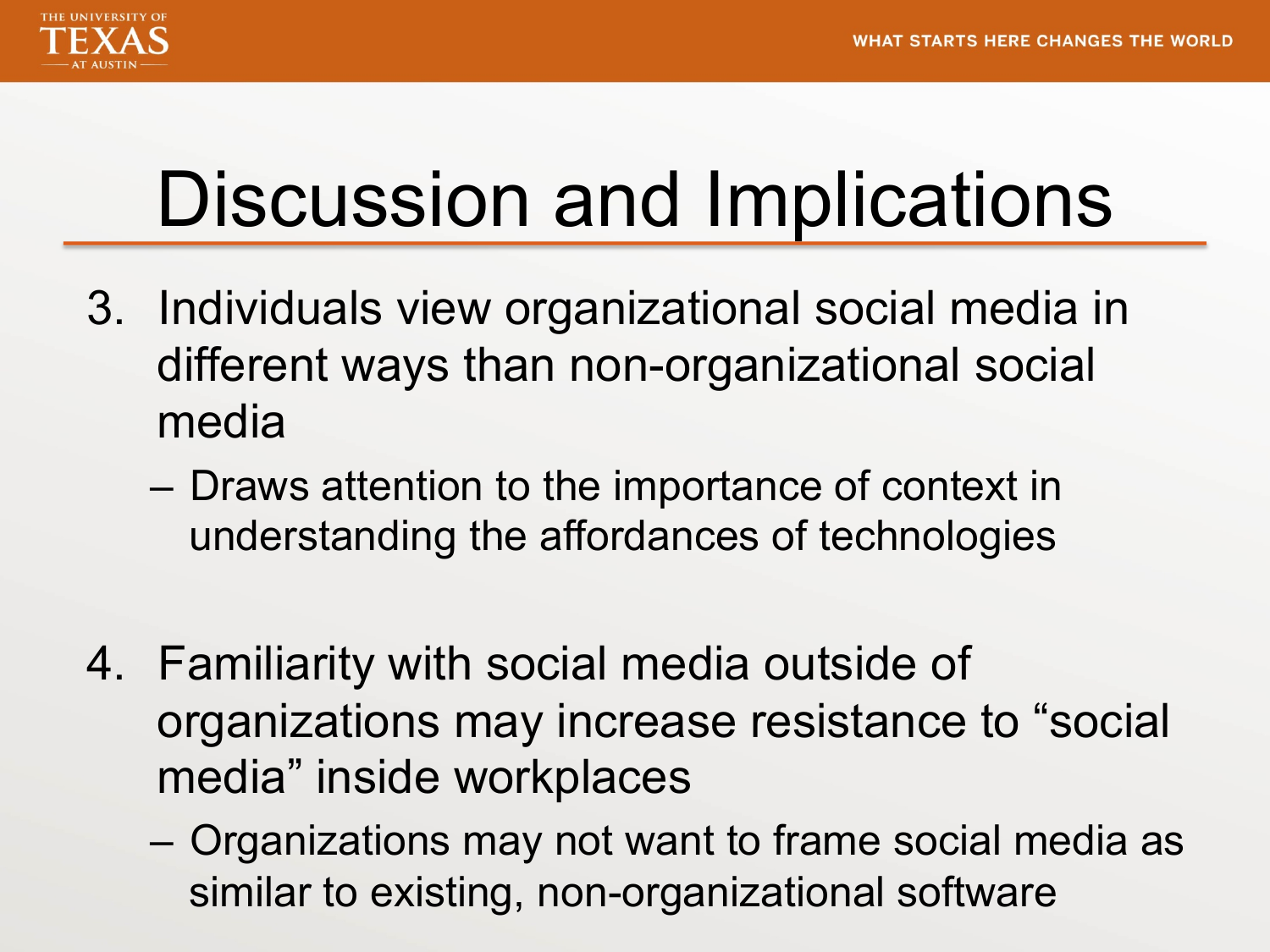# Discussion and Implications

3. Individuals view organizational social media in different ways than non-organizational social media
   – Draws attention to the importance of context in understanding the affordances of technologies

4. Familiarity with social media outside of organizations may increase resistance to "social media" inside workplaces
   – Organizations may not want to frame social media as similar to existing, non-organizational software